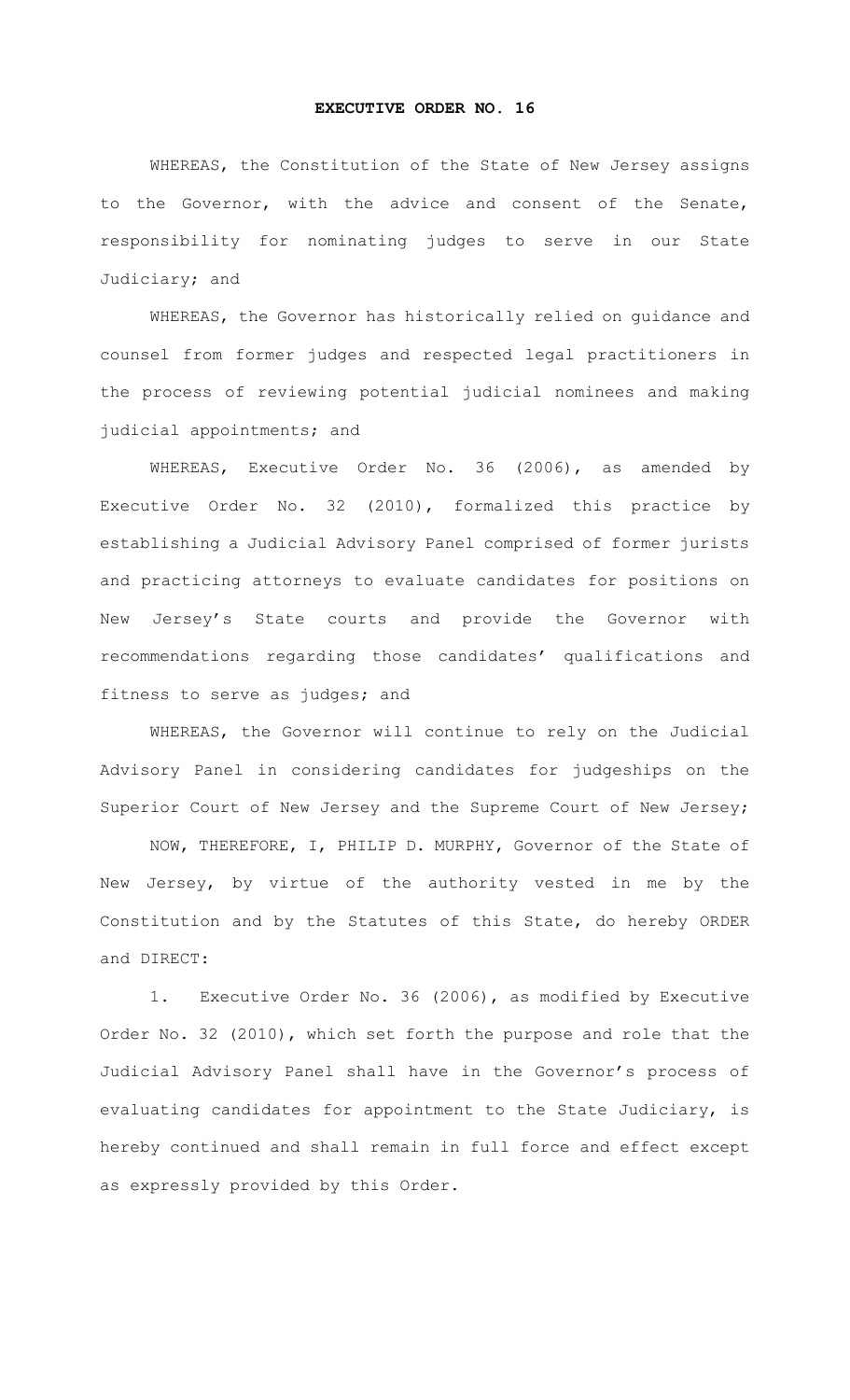# EXECUTIVE ORDER NO. 16

WHEREAS, the Constitution of the State of New Jersey assigns to the Governor, with the advice and consent of the Senate, responsibility for nominating judges to serve in our State Judiciary; and

WHEREAS, the Governor has historically relied on guidance and counsel from former judges and respected legal practitioners in the process of reviewing potential judicial nominees and making judicial appointments; and

WHEREAS, Executive Order No. 36 (2006), as amended by Executive Order No. 32 (2010), formalized this practice by establishing a Judicial Advisory Panel comprised of former jurists and practicing attorneys to evaluate candidates for positions on New Jersey's State courts and provide the Governor with recommendations regarding those candidates' qualifications and fitness to serve as judges; and

WHEREAS, the Governor will continue to rely on the Judicial Advisory Panel in considering candidates for judgeships on the Superior Court of New Jersey and the Supreme Court of New Jersey;

NOW, THEREFORE, I, PHILIP D. MURPHY, Governor of the State of New Jersey, by virtue of the authority vested in me by the Constitution and by the Statutes of this State, do hereby ORDER and DIRECT:

1. Executive Order No. 36 (2006), as modified by Executive Order No. 32 (2010), which set forth the purpose and role that the Judicial Advisory Panel shall have in the Governor's process of evaluating candidates for appointment to the State Judiciary, is hereby continued and shall remain in full force and effect except as expressly provided by this Order.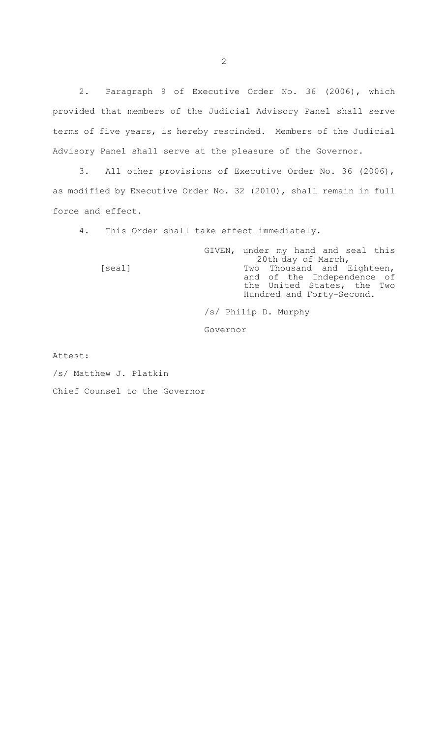2. Paragraph 9 of Executive Order No. 36 (2006), which provided that members of the Judicial Advisory Panel shall serve terms of five years, is hereby rescinded. Members of the Judicial Advisory Panel shall serve at the pleasure of the Governor.

3. All other provisions of Executive Order No. 36 (2006), as modified by Executive Order No. 32 (2010), shall remain in full force and effect.

4. This Order shall take effect immediately.

[seal]

GIVEN, under my hand and seal this 20th day of March, Two Thousand and Eighteen, and of the Independence of the United States, the Two Hundred and Forty-Second.

/s/ Philip D. Murphy

Governor

Attest:

/s/ Matthew J. Platkin

Chief Counsel to the Governor